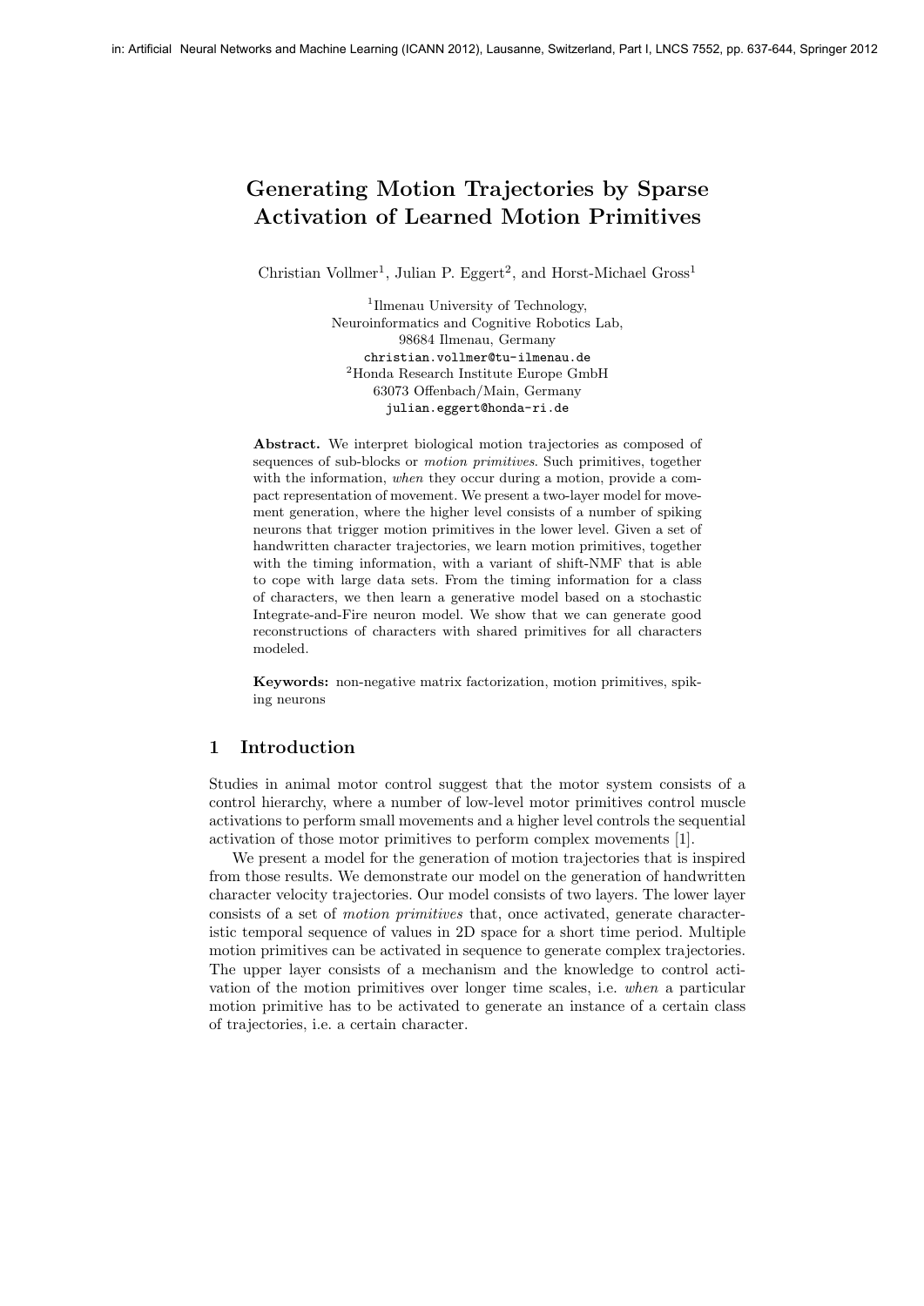# Generating Motion Trajectories by Sparse Activation of Learned Motion Primitives

Christian Vollmer[1], Julian P. Eggert[2], and Horst-Michael Gross[1]

[1]Ilmenau University of Technology,
Neuroinformatics and Cognitive Robotics Lab,
98684 Ilmenau, Germany
christian.vollmer@tu-ilmenau.de
[2]Honda Research Institute Europe GmbH
63073 Offenbach/Main, Germany
julian.eggert@honda-ri.de

**Abstract.** We interpret biological motion trajectories as composed of sequences of sub-blocks or *motion primitives*. Such primitives, together with the information, *when* they occur during a motion, provide a compact representation of movement. We present a two-layer model for movement generation, where the higher level consists of a number of spiking neurons that trigger motion primitives in the lower level. Given a set of handwritten character trajectories, we learn motion primitives, together with the timing information, with a variant of shift-NMF that is able to cope with large data sets. From the timing information for a class of characters, we then learn a generative model based on a stochastic Integrate-and-Fire neuron model. We show that we can generate good reconstructions of characters with shared primitives for all characters modeled.

**Keywords:** non-negative matrix factorization, motion primitives, spiking neurons

## 1 Introduction

Studies in animal motor control suggest that the motor system consists of a control hierarchy, where a number of low-level motor primitives control muscle activations to perform small movements and a higher level controls the sequential activation of those motor primitives to perform complex movements [1].

We present a model for the generation of motion trajectories that is inspired from those results. We demonstrate our model on the generation of handwritten character velocity trajectories. Our model consists of two layers. The lower layer consists of a set of *motion primitives* that, once activated, generate characteristic temporal sequence of values in 2D space for a short time period. Multiple motion primitives can be activated in sequence to generate complex trajectories. The upper layer consists of a mechanism and the knowledge to control activation of the motion primitives over longer time scales, i.e. *when* a particular motion primitive has to be activated to generate an instance of a certain class of trajectories, i.e. a certain character.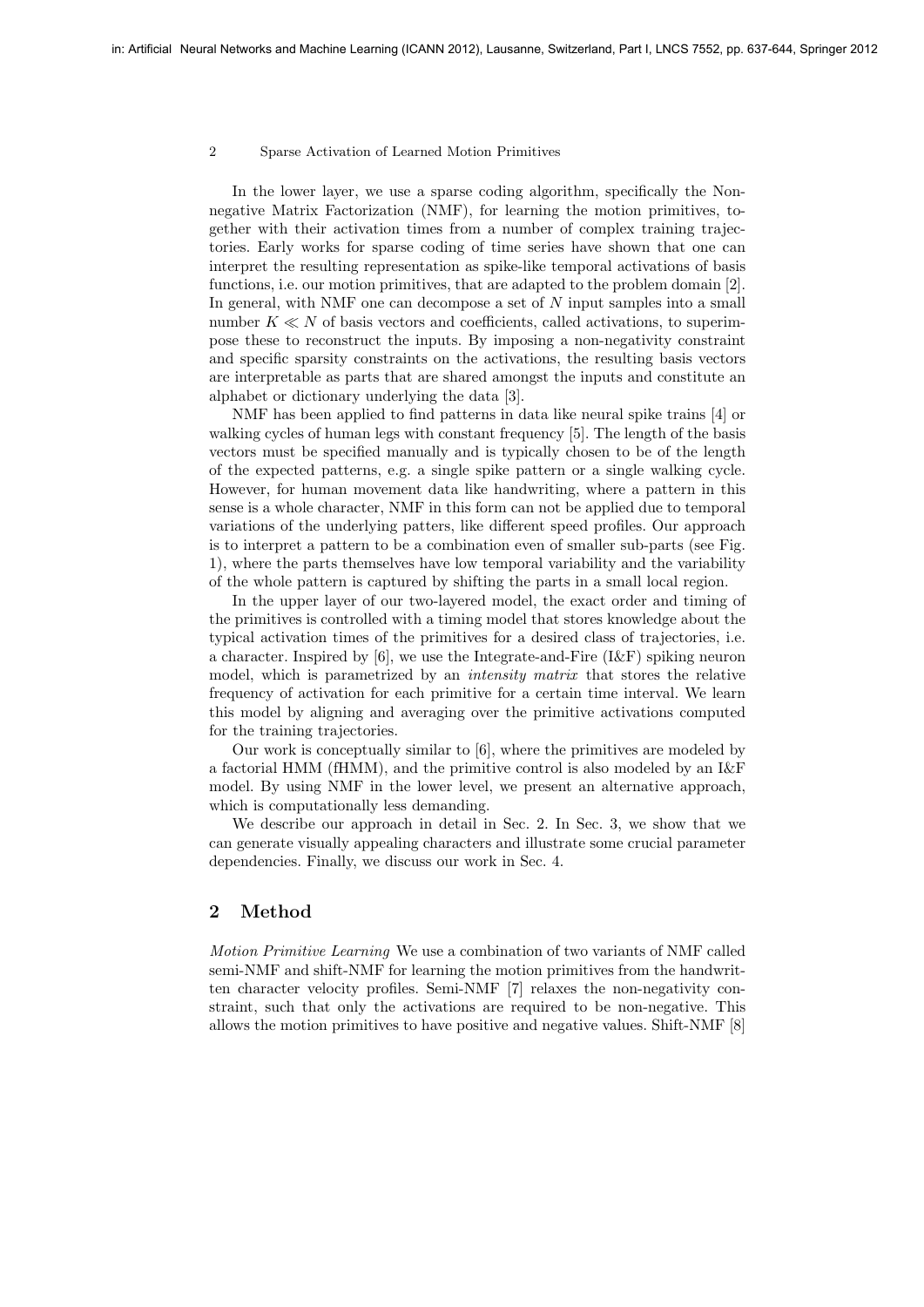In the lower layer, we use a sparse coding algorithm, specifically the Nonnegative Matrix Factorization (NMF), for learning the motion primitives, together with their activation times from a number of complex training trajectories. Early works for sparse coding of time series have shown that one can interpret the resulting representation as spike-like temporal activations of basis functions, i.e. our motion primitives, that are adapted to the problem domain [2]. In general, with NMF one can decompose a set of $N$ input samples into a small number $K \ll N$ of basis vectors and coefficients, called activations, to superimpose these to reconstruct the inputs. By imposing a non-negativity constraint and specific sparsity constraints on the activations, the resulting basis vectors are interpretable as parts that are shared amongst the inputs and constitute an alphabet or dictionary underlying the data [3].

NMF has been applied to find patterns in data like neural spike trains [4] or walking cycles of human legs with constant frequency [5]. The length of the basis vectors must be specified manually and is typically chosen to be of the length of the expected patterns, e.g. a single spike pattern or a single walking cycle. However, for human movement data like handwriting, where a pattern in this sense is a whole character, NMF in this form can not be applied due to temporal variations of the underlying patters, like different speed profiles. Our approach is to interpret a pattern to be a combination even of smaller sub-parts (see Fig. 1), where the parts themselves have low temporal variability and the variability of the whole pattern is captured by shifting the parts in a small local region.

In the upper layer of our two-layered model, the exact order and timing of the primitives is controlled with a timing model that stores knowledge about the typical activation times of the primitives for a desired class of trajectories, i.e. a character. Inspired by [6], we use the Integrate-and-Fire (I&F) spiking neuron model, which is parametrized by an *intensity matrix* that stores the relative frequency of activation for each primitive for a certain time interval. We learn this model by aligning and averaging over the primitive activations computed for the training trajectories.

Our work is conceptually similar to [6], where the primitives are modeled by a factorial HMM (fHMM), and the primitive control is also modeled by an I&F model. By using NMF in the lower level, we present an alternative approach, which is computationally less demanding.

We describe our approach in detail in Sec. 2. In Sec. 3, we show that we can generate visually appealing characters and illustrate some crucial parameter dependencies. Finally, we discuss our work in Sec. 4.

## 2 Method

*Motion Primitive Learning* We use a combination of two variants of NMF called semi-NMF and shift-NMF for learning the motion primitives from the handwritten character velocity profiles. Semi-NMF [7] relaxes the non-negativity constraint, such that only the activations are required to be non-negative. This allows the motion primitives to have positive and negative values. Shift-NMF [8]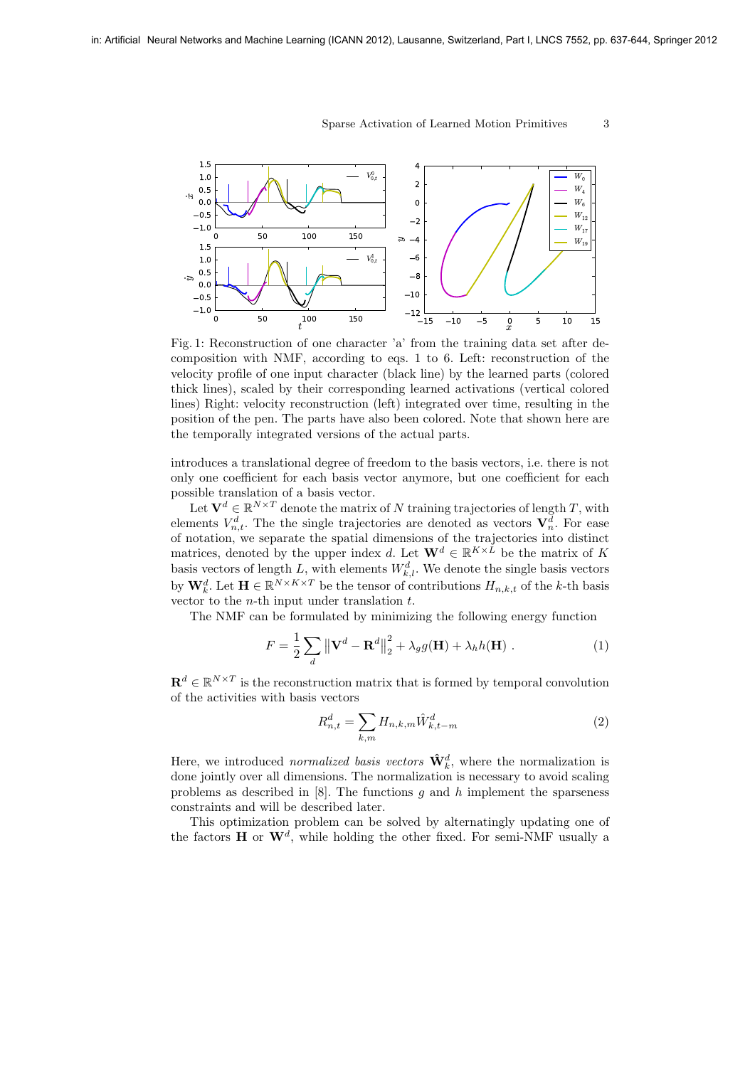Fig. 1: Reconstruction of one character 'a' from the training data set after decomposition with NMF, according to eqs. 1 to 6. Left: reconstruction of the velocity profile of one input character (black line) by the learned parts (colored thick lines), scaled by their corresponding learned activations (vertical colored lines) Right: velocity reconstruction (left) integrated over time, resulting in the position of the pen. The parts have also been colored. Note that shown here are the temporally integrated versions of the actual parts.

introduces a translational degree of freedom to the basis vectors, i.e. there is not only one coefficient for each basis vector anymore, but one coefficient for each possible translation of a basis vector.

Let $\mathbf{V}^d \in \mathbb{R}^{N \times T}$ denote the matrix of $N$ training trajectories of length $T$, with elements $V^d_{n,t}$. The the single trajectories are denoted as vectors $\mathbf{V}^d_n$. For ease of notation, we separate the spatial dimensions of the trajectories into distinct matrices, denoted by the upper index $d$. Let $\mathbf{W}^d \in \mathbb{R}^{K \times L}$ be the matrix of $K$ basis vectors of length $L$, with elements $W^d_{k,l}$. We denote the single basis vectors by $\mathbf{W}^d_k$. Let $\mathbf{H} \in \mathbb{R}^{N \times K \times T}$ be the tensor of contributions $H_{n,k,t}$ of the $k$-th basis vector to the $n$-th input under translation $t$.

The NMF can be formulated by minimizing the following energy function

$$F = \frac{1}{2} \sum_d \left\| \mathbf{V}^d - \mathbf{R}^d \right\|_2^2 + \lambda_g g(\mathbf{H}) + \lambda_h h(\mathbf{H}) \ . \tag{1}$$

$\mathbf{R}^d \in \mathbb{R}^{N \times T}$ is the reconstruction matrix that is formed by temporal convolution of the activities with basis vectors

$$R^d_{n,t} = \sum_{k,m} H_{n,k,m} \hat{W}^d_{k,t-m} \tag{2}$$

Here, we introduced *normalized basis vectors* $\hat{\mathbf{W}}^d_k$, where the normalization is done jointly over all dimensions. The normalization is necessary to avoid scaling problems as described in [8]. The functions $g$ and $h$ implement the sparseness constraints and will be described later.

This optimization problem can be solved by alternatingly updating one of the factors $\mathbf{H}$ or $\mathbf{W}^d$, while holding the other fixed. For semi-NMF usually a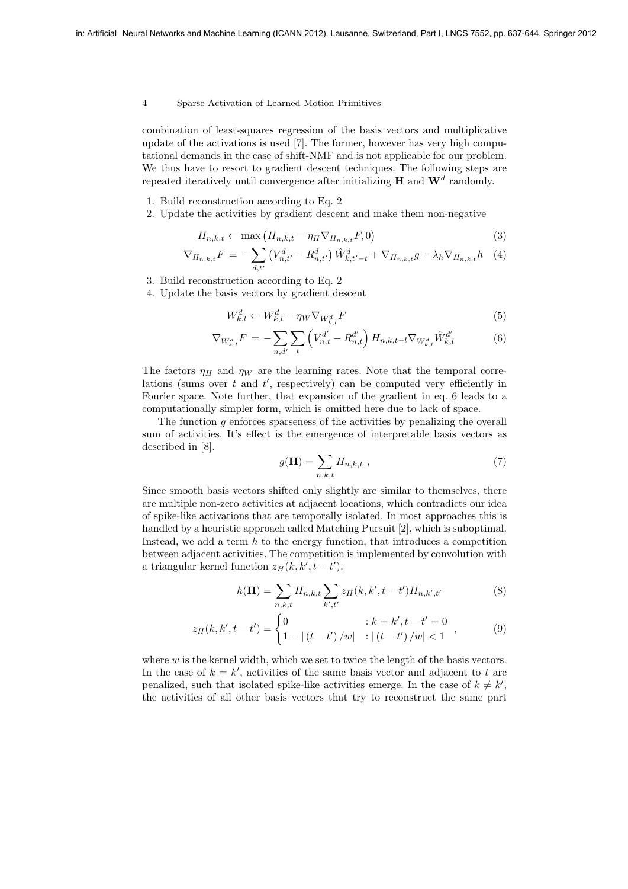combination of least-squares regression of the basis vectors and multiplicative update of the activations is used [7]. The former, however has very high computational demands in the case of shift-NMF and is not applicable for our problem. We thus have to resort to gradient descent techniques. The following steps are repeated iteratively until convergence after initializing $\mathbf{H}$ and $\mathbf{W}^d$ randomly.

1. Build reconstruction according to Eq. 2
2. Update the activities by gradient descent and make them non-negative

$$H_{n,k,t} \leftarrow \max\left(H_{n,k,t} - \eta_H \nabla_{H_{n,k,t}} F, 0\right) \tag{3}$$

$$\nabla_{H_{n,k,t}} F = -\sum_{d,t'} \left(V^d_{n,t'} - R^d_{n,t'}\right) \hat{W}^d_{k,t'-t} + \nabla_{H_{n,k,t}} g + \lambda_h \nabla_{H_{n,k,t}} h \tag{4}$$

3. Build reconstruction according to Eq. 2
4. Update the basis vectors by gradient descent

$$W^d_{k,l} \leftarrow W^d_{k,l} - \eta_W \nabla_{W^d_{k,l}} F \tag{5}$$

$$\nabla_{W^d_{k,l}} F = -\sum_{n,d'} \sum_{t} \left(V^{d'}_{n,t} - R^{d'}_{n,t}\right) H_{n,k,t-l} \nabla_{W^d_{k,l}} \hat{W}^{d'}_{k,l} \tag{6}$$

The factors $\eta_H$ and $\eta_W$ are the learning rates. Note that the temporal correlations (sums over $t$ and $t'$, respectively) can be computed very efficiently in Fourier space. Note further, that expansion of the gradient in eq. 6 leads to a computationally simpler form, which is omitted here due to lack of space.

The function $g$ enforces sparseness of the activities by penalizing the overall sum of activities. It's effect is the emergence of interpretable basis vectors as described in [8].

$$g(\mathbf{H}) = \sum_{n,k,t} H_{n,k,t} \; , \tag{7}$$

Since smooth basis vectors shifted only slightly are similar to themselves, there are multiple non-zero activities at adjacent locations, which contradicts our idea of spike-like activations that are temporally isolated. In most approaches this is handled by a heuristic approach called Matching Pursuit [2], which is suboptimal. Instead, we add a term $h$ to the energy function, that introduces a competition between adjacent activities. The competition is implemented by convolution with a triangular kernel function $z_H(k, k', t-t')$.

$$h(\mathbf{H}) = \sum_{n,k,t} H_{n,k,t} \sum_{k',t'} z_H(k, k', t-t') H_{n,k',t'} \tag{8}$$

$$z_H(k, k', t-t') = \begin{cases} 0 & : k = k', t - t' = 0 \\ 1 - |\,(t-t')\,/w| & : |\,(t-t')\,/w| < 1 \end{cases} \; , \tag{9}$$

where $w$ is the kernel width, which we set to twice the length of the basis vectors. In the case of $k = k'$, activities of the same basis vector and adjacent to $t$ are penalized, such that isolated spike-like activities emerge. In the case of $k \neq k'$, the activities of all other basis vectors that try to reconstruct the same part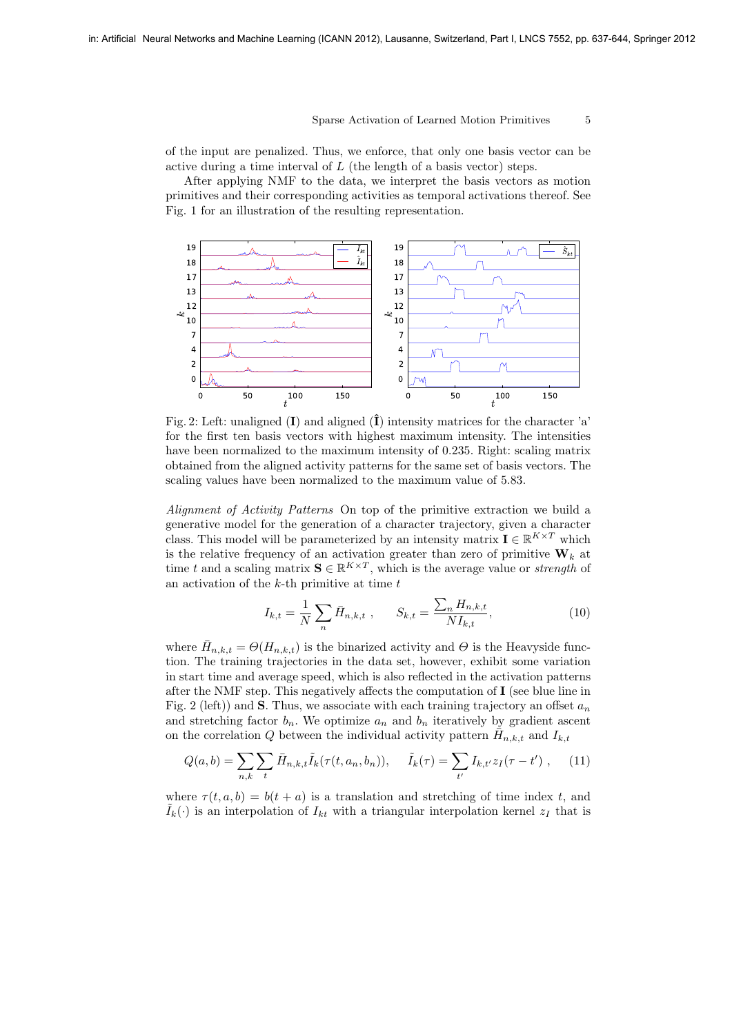of the input are penalized. Thus, we enforce, that only one basis vector can be active during a time interval of $L$ (the length of a basis vector) steps.

After applying NMF to the data, we interpret the basis vectors as motion primitives and their corresponding activities as temporal activations thereof. See Fig. 1 for an illustration of the resulting representation.

Fig. 2: Left: unaligned ($\mathbf{I}$) and aligned ($\hat{\mathbf{I}}$) intensity matrices for the character 'a' for the first ten basis vectors with highest maximum intensity. The intensities have been normalized to the maximum intensity of 0.235. Right: scaling matrix obtained from the aligned activity patterns for the same set of basis vectors. The scaling values have been normalized to the maximum value of 5.83.

*Alignment of Activity Patterns* On top of the primitive extraction we build a generative model for the generation of a character trajectory, given a character class. This model will be parameterized by an intensity matrix $\mathbf{I} \in \mathbb{R}^{K \times T}$ which is the relative frequency of an activation greater than zero of primitive $\mathbf{W}_k$ at time $t$ and a scaling matrix $\mathbf{S} \in \mathbb{R}^{K \times T}$, which is the average value or *strength* of an activation of the $k$-th primitive at time $t$

$$I_{k,t} = \frac{1}{N} \sum_n \bar{H}_{n,k,t} \,, \qquad S_{k,t} = \frac{\sum_n H_{n,k,t}}{N I_{k,t}}, \tag{10}$$

where $\bar{H}_{n,k,t} = \Theta(H_{n,k,t})$ is the binarized activity and $\Theta$ is the Heavyside function. The training trajectories in the data set, however, exhibit some variation in start time and average speed, which is also reflected in the activation patterns after the NMF step. This negatively affects the computation of $\mathbf{I}$ (see blue line in Fig. 2 (left)) and $\mathbf{S}$. Thus, we associate with each training trajectory an offset $a_n$ and stretching factor $b_n$. We optimize $a_n$ and $b_n$ iteratively by gradient ascent on the correlation $Q$ between the individual activity pattern $\bar{H}_{n,k,t}$ and $I_{k,t}$

$$Q(a,b) = \sum_{n,k} \sum_t \bar{H}_{n,k,t} \tilde{I}_k(\tau(t, a_n, b_n)), \qquad \tilde{I}_k(\tau) = \sum_{t'} I_{k,t'} z_I(\tau - t') \,, \tag{11}$$

where $\tau(t, a, b) = b(t + a)$ is a translation and stretching of time index $t$, and $\tilde{I}_k(\cdot)$ is an interpolation of $I_{kt}$ with a triangular interpolation kernel $z_I$ that is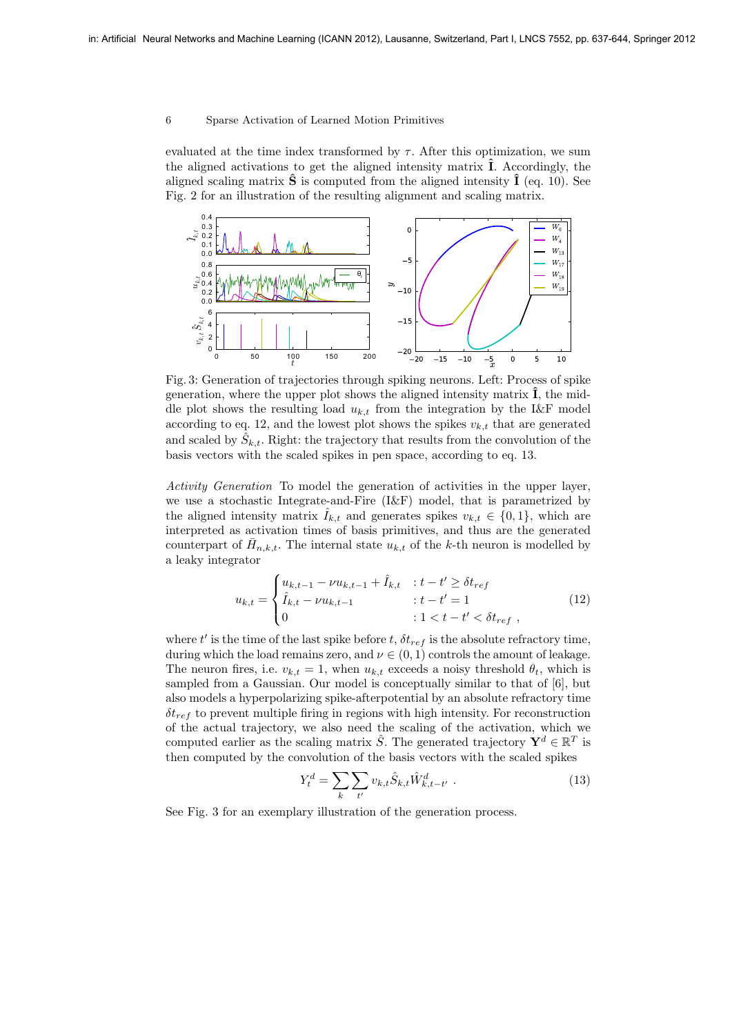evaluated at the time index transformed by $\tau$. After this optimization, we sum the aligned activations to get the aligned intensity matrix $\hat{\mathbf{I}}$. Accordingly, the aligned scaling matrix $\hat{\mathbf{S}}$ is computed from the aligned intensity $\hat{\mathbf{I}}$ (eq. 10). See Fig. 2 for an illustration of the resulting alignment and scaling matrix.

Fig. 3: Generation of trajectories through spiking neurons. Left: Process of spike generation, where the upper plot shows the aligned intensity matrix $\hat{\mathbf{I}}$, the middle plot shows the resulting load $u_{k,t}$ from the integration by the I&F model according to eq. 12, and the lowest plot shows the spikes $v_{k,t}$ that are generated and scaled by $\hat{S}_{k,t}$. Right: the trajectory that results from the convolution of the basis vectors with the scaled spikes in pen space, according to eq. 13.

*Activity Generation* To model the generation of activities in the upper layer, we use a stochastic Integrate-and-Fire (I&F) model, that is parametrized by the aligned intensity matrix $\hat{I}_{k,t}$ and generates spikes $v_{k,t} \in \{0, 1\}$, which are interpreted as activation times of basis primitives, and thus are the generated counterpart of $\bar{H}_{n,k,t}$. The internal state $u_{k,t}$ of the $k$-th neuron is modelled by a leaky integrator

$$u_{k,t} = \begin{cases} u_{k,t-1} - \nu u_{k,t-1} + \hat{I}_{k,t} & : t - t' \geq \delta t_{ref} \\ \hat{I}_{k,t} - \nu u_{k,t-1} & : t - t' = 1 \\ 0 & : 1 < t - t' < \delta t_{ref} \ , \end{cases} \tag{12}$$

where $t'$ is the time of the last spike before $t$, $\delta t_{ref}$ is the absolute refractory time, during which the load remains zero, and $\nu \in (0, 1)$ controls the amount of leakage. The neuron fires, i.e. $v_{k,t} = 1$, when $u_{k,t}$ exceeds a noisy threshold $\theta_t$, which is sampled from a Gaussian. Our model is conceptually similar to that of [6], but also models a hyperpolarizing spike-afterpotential by an absolute refractory time $\delta t_{ref}$ to prevent multiple firing in regions with high intensity. For reconstruction of the actual trajectory, we also need the scaling of the activation, which we computed earlier as the scaling matrix $\hat{S}$. The generated trajectory $\mathbf{Y}^d \in \mathbb{R}^T$ is then computed by the convolution of the basis vectors with the scaled spikes

$$Y_t^d = \sum_k \sum_{t'} v_{k,t} \hat{S}_{k,t} \hat{W}_{k,t-t'}^d \ . \tag{13}$$

See Fig. 3 for an exemplary illustration of the generation process.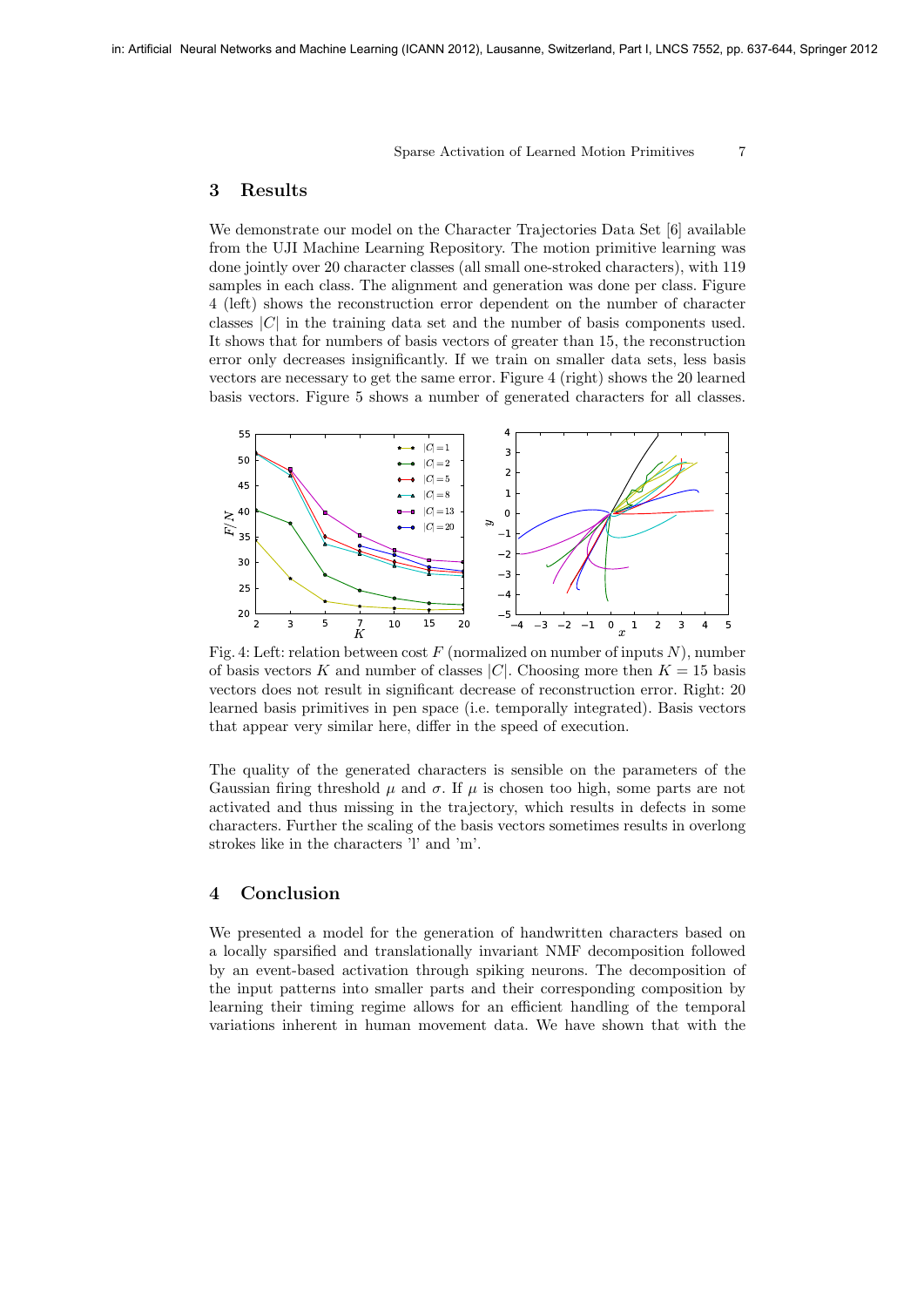## 3 Results

We demonstrate our model on the Character Trajectories Data Set [6] available from the UJI Machine Learning Repository. The motion primitive learning was done jointly over 20 character classes (all small one-stroked characters), with 119 samples in each class. The alignment and generation was done per class. Figure 4 (left) shows the reconstruction error dependent on the number of character classes $|C|$ in the training data set and the number of basis components used. It shows that for numbers of basis vectors of greater than 15, the reconstruction error only decreases insignificantly. If we train on smaller data sets, less basis vectors are necessary to get the same error. Figure 4 (right) shows the 20 learned basis vectors. Figure 5 shows a number of generated characters for all classes.

Fig. 4: Left: relation between cost $F$ (normalized on number of inputs $N$), number of basis vectors $K$ and number of classes $|C|$. Choosing more then $K = 15$ basis vectors does not result in significant decrease of reconstruction error. Right: 20 learned basis primitives in pen space (i.e. temporally integrated). Basis vectors that appear very similar here, differ in the speed of execution.

The quality of the generated characters is sensible on the parameters of the Gaussian firing threshold $\mu$ and $\sigma$. If $\mu$ is chosen too high, some parts are not activated and thus missing in the trajectory, which results in defects in some characters. Further the scaling of the basis vectors sometimes results in overlong strokes like in the characters 'l' and 'm'.

## 4 Conclusion

We presented a model for the generation of handwritten characters based on a locally sparsified and translationally invariant NMF decomposition followed by an event-based activation through spiking neurons. The decomposition of the input patterns into smaller parts and their corresponding composition by learning their timing regime allows for an efficient handling of the temporal variations inherent in human movement data. We have shown that with the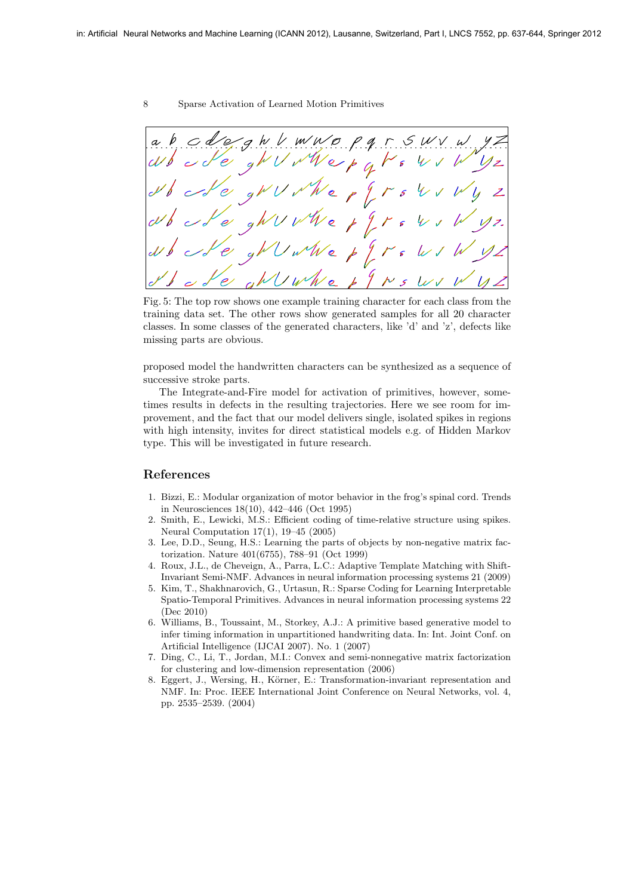Fig. 5: The top row shows one example training character for each class from the training data set. The other rows show generated samples for all 20 character classes. In some classes of the generated characters, like 'd' and 'z', defects like missing parts are obvious.

proposed model the handwritten characters can be synthesized as a sequence of successive stroke parts.

The Integrate-and-Fire model for activation of primitives, however, sometimes results in defects in the resulting trajectories. Here we see room for improvement, and the fact that our model delivers single, isolated spikes in regions with high intensity, invites for direct statistical models e.g. of Hidden Markov type. This will be investigated in future research.

## References

1. Bizzi, E.: Modular organization of motor behavior in the frog's spinal cord. Trends in Neurosciences 18(10), 442–446 (Oct 1995)
2. Smith, E., Lewicki, M.S.: Efficient coding of time-relative structure using spikes. Neural Computation 17(1), 19–45 (2005)
3. Lee, D.D., Seung, H.S.: Learning the parts of objects by non-negative matrix factorization. Nature 401(6755), 788–91 (Oct 1999)
4. Roux, J.L., de Cheveign, A., Parra, L.C.: Adaptive Template Matching with Shift-Invariant Semi-NMF. Advances in neural information processing systems 21 (2009)
5. Kim, T., Shakhnarovich, G., Urtasun, R.: Sparse Coding for Learning Interpretable Spatio-Temporal Primitives. Advances in neural information processing systems 22 (Dec 2010)
6. Williams, B., Toussaint, M., Storkey, A.J.: A primitive based generative model to infer timing information in unpartitioned handwriting data. In: Int. Joint Conf. on Artificial Intelligence (IJCAI 2007). No. 1 (2007)
7. Ding, C., Li, T., Jordan, M.I.: Convex and semi-nonnegative matrix factorization for clustering and low-dimension representation (2006)
8. Eggert, J., Wersing, H., Körner, E.: Transformation-invariant representation and NMF. In: Proc. IEEE International Joint Conference on Neural Networks, vol. 4, pp. 2535–2539. (2004)